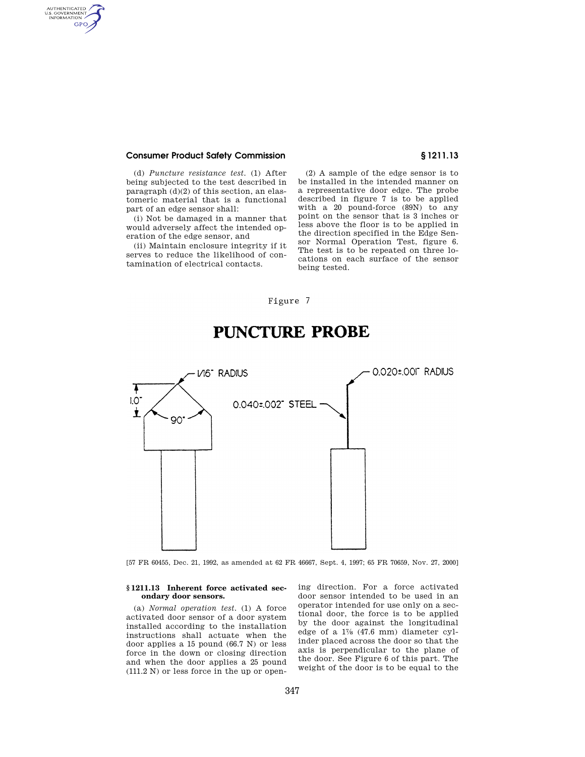(d) *Puncture resistance test.* (1) After being subjected to the test described in paragraph (d)(2) of this section, an elastomeric material that is a functional part of an edge sensor shall:

(i) Not be damaged in a manner that would adversely affect the intended operation of the edge sensor, and

(ii) Maintain enclosure integrity if it serves to reduce the likelihood of contamination of electrical contacts.

(2) A sample of the edge sensor is to be installed in the intended manner on a representative door edge. The probe described in figure 7 is to be applied with a 20 pound-force (89N) to any point on the sensor that is 3 inches or less above the floor is to be applied in the direction specified in the Edge Sensor Normal Operation Test, figure 6. The test is to be repeated on three locations on each surface of the sensor being tested.

Figure 7

**PUNCTURE PROBE**

1/16" RADIUS

1.0"

90°

0.020±.001" RADIUS

0.040±.002" STEEL

[57 FR 60455, Dec. 21, 1992, as amended at 62 FR 46667, Sept. 4, 1997; 65 FR 70659, Nov. 27, 2000]

### § 1211.13 Inherent force activated secondary door sensors.

(a) *Normal operation test.* (1) A force activated door sensor of a door system installed according to the installation instructions shall actuate when the door applies a 15 pound (66.7 N) or less force in the down or closing direction and when the door applies a 25 pound (111.2 N) or less force in the up or opening direction. For a force activated door sensor intended to be used in an operator intended for use only on a sectional door, the force is to be applied by the door against the longitudinal edge of a 1⅞ (47.6 mm) diameter cylinder placed across the door so that the axis is perpendicular to the plane of the door. See Figure 6 of this part. The weight of the door is to be equal to the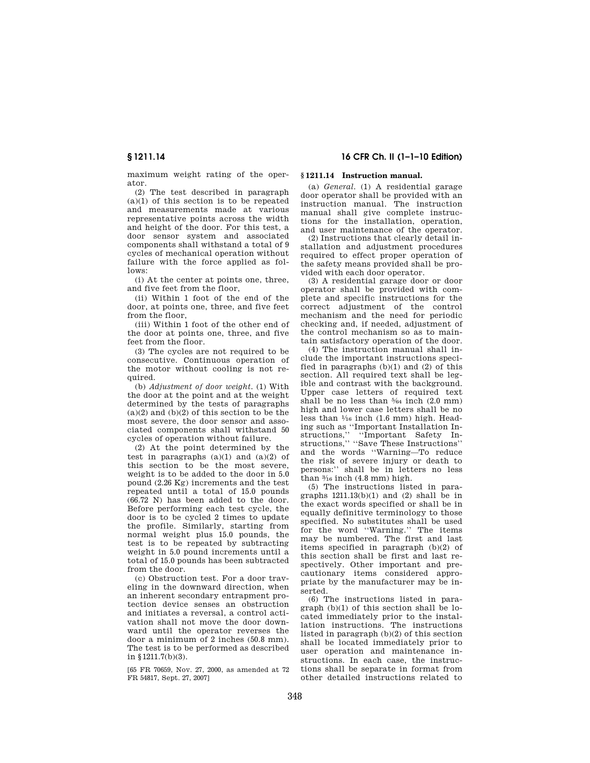maximum weight rating of the operator.

(2) The test described in paragraph (a)(1) of this section is to be repeated and measurements made at various representative points across the width and height of the door. For this test, a door sensor system and associated components shall withstand a total of 9 cycles of mechanical operation without failure with the force applied as follows:

(i) At the center at points one, three, and five feet from the floor,

(ii) Within 1 foot of the end of the door, at points one, three, and five feet from the floor,

(iii) Within 1 foot of the other end of the door at points one, three, and five feet from the floor.

(3) The cycles are not required to be consecutive. Continuous operation of the motor without cooling is not required.

(b) *Adjustment of door weight.* (1) With the door at the point and at the weight determined by the tests of paragraphs (a)(2) and (b)(2) of this section to be the most severe, the door sensor and associated components shall withstand 50 cycles of operation without failure.

(2) At the point determined by the test in paragraphs (a)(1) and (a)(2) of this section to be the most severe, weight is to be added to the door in 5.0 pound (2.26 Kg) increments and the test repeated until a total of 15.0 pounds (66.72 N) has been added to the door. Before performing each test cycle, the door is to be cycled 2 times to update the profile. Similarly, starting from normal weight plus 15.0 pounds, the test is to be repeated by subtracting weight in 5.0 pound increments until a total of 15.0 pounds has been subtracted from the door.

(c) Obstruction test. For a door traveling in the downward direction, when an inherent secondary entrapment protection device senses an obstruction and initiates a reversal, a control activation shall not move the door downward until the operator reverses the door a minimum of 2 inches (50.8 mm). The test is to be performed as described in §1211.7(b)(3).

[65 FR 70659, Nov. 27, 2000, as amended at 72 FR 54817, Sept. 27, 2007]

## §1211.14 Instruction manual.

(a) *General.* (1) A residential garage door operator shall be provided with an instruction manual. The instruction manual shall give complete instructions for the installation, operation, and user maintenance of the operator.

(2) Instructions that clearly detail installation and adjustment procedures required to effect proper operation of the safety means provided shall be provided with each door operator.

(3) A residential garage door or door operator shall be provided with complete and specific instructions for the correct adjustment of the control mechanism and the need for periodic checking and, if needed, adjustment of the control mechanism so as to maintain satisfactory operation of the door.

(4) The instruction manual shall include the important instructions specified in paragraphs (b)(1) and (2) of this section. All required text shall be legible and contrast with the background. Upper case letters of required text shall be no less than 5⁄64 inch (2.0 mm) high and lower case letters shall be no less than 1⁄16 inch (1.6 mm) high. Heading such as ''Important Installation Instructions,'' ''Important Safety Instructions,'' ''Save These Instructions'' and the words ''Warning—To reduce the risk of severe injury or death to persons:'' shall be in letters no less than 3⁄16 inch (4.8 mm) high.

(5) The instructions listed in paragraphs 1211.13(b)(1) and (2) shall be in the exact words specified or shall be in equally definitive terminology to those specified. No substitutes shall be used for the word ''Warning.'' The items may be numbered. The first and last items specified in paragraph (b)(2) of this section shall be first and last respectively. Other important and precautionary items considered appropriate by the manufacturer may be inserted.

(6) The instructions listed in paragraph (b)(1) of this section shall be located immediately prior to the installation instructions. The instructions listed in paragraph (b)(2) of this section shall be located immediately prior to user operation and maintenance instructions. In each case, the instructions shall be separate in format from other detailed instructions related to